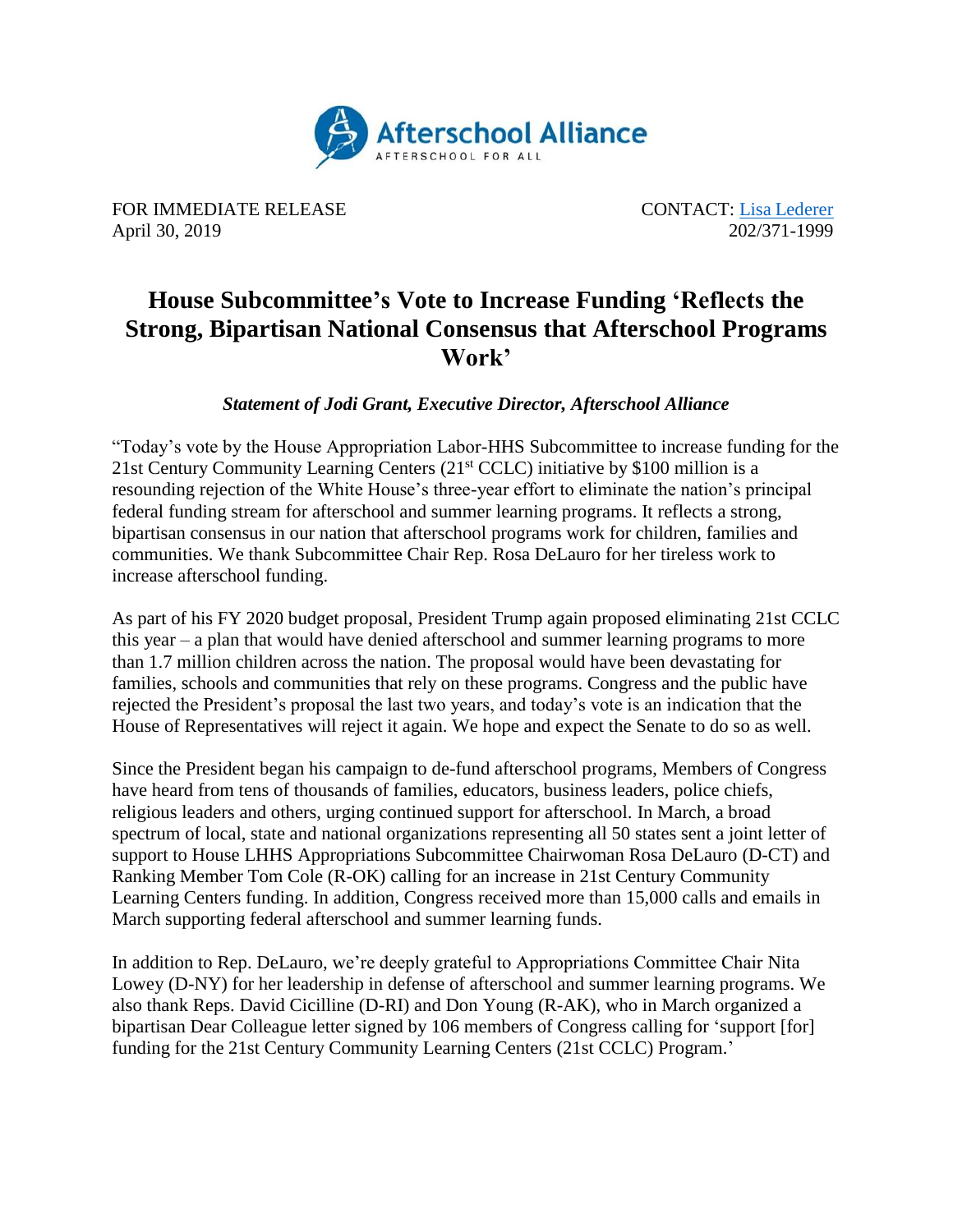Afterschool Alliance
AFTERSCHOOL FOR ALL

FOR IMMEDIATE RELEASE
April 30, 2019

CONTACT: [Lisa Lederer](#)
202/371-1999

# House Subcommittee's Vote to Increase Funding 'Reflects the Strong, Bipartisan National Consensus that Afterschool Programs Work'

***Statement of Jodi Grant, Executive Director, Afterschool Alliance***

"Today's vote by the House Appropriation Labor-HHS Subcommittee to increase funding for the 21st Century Community Learning Centers (21st CCLC) initiative by $100 million is a resounding rejection of the White House's three-year effort to eliminate the nation's principal federal funding stream for afterschool and summer learning programs. It reflects a strong, bipartisan consensus in our nation that afterschool programs work for children, families and communities. We thank Subcommittee Chair Rep. Rosa DeLauro for her tireless work to increase afterschool funding.

As part of his FY 2020 budget proposal, President Trump again proposed eliminating 21st CCLC this year – a plan that would have denied afterschool and summer learning programs to more than 1.7 million children across the nation. The proposal would have been devastating for families, schools and communities that rely on these programs. Congress and the public have rejected the President's proposal the last two years, and today's vote is an indication that the House of Representatives will reject it again. We hope and expect the Senate to do so as well.

Since the President began his campaign to de-fund afterschool programs, Members of Congress have heard from tens of thousands of families, educators, business leaders, police chiefs, religious leaders and others, urging continued support for afterschool. In March, a broad spectrum of local, state and national organizations representing all 50 states sent a joint letter of support to House LHHS Appropriations Subcommittee Chairwoman Rosa DeLauro (D-CT) and Ranking Member Tom Cole (R-OK) calling for an increase in 21st Century Community Learning Centers funding. In addition, Congress received more than 15,000 calls and emails in March supporting federal afterschool and summer learning funds.

In addition to Rep. DeLauro, we're deeply grateful to Appropriations Committee Chair Nita Lowey (D-NY) for her leadership in defense of afterschool and summer learning programs. We also thank Reps. David Cicilline (D-RI) and Don Young (R-AK), who in March organized a bipartisan Dear Colleague letter signed by 106 members of Congress calling for 'support [for] funding for the 21st Century Community Learning Centers (21st CCLC) Program.'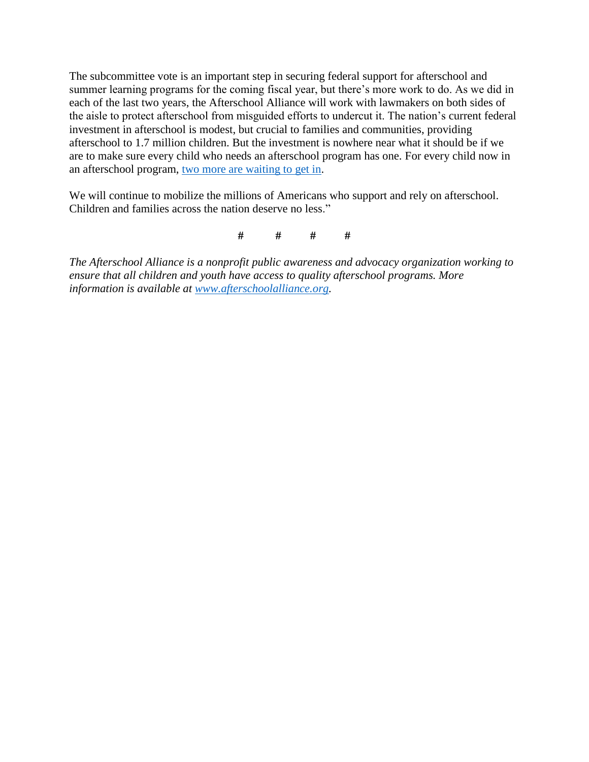The subcommittee vote is an important step in securing federal support for afterschool and summer learning programs for the coming fiscal year, but there's more work to do. As we did in each of the last two years, the Afterschool Alliance will work with lawmakers on both sides of the aisle to protect afterschool from misguided efforts to undercut it. The nation's current federal investment in afterschool is modest, but crucial to families and communities, providing afterschool to 1.7 million children. But the investment is nowhere near what it should be if we are to make sure every child who needs an afterschool program has one. For every child now in an afterschool program, [two more are waiting to get in](#).

We will continue to mobilize the millions of Americans who support and rely on afterschool. Children and families across the nation deserve no less."

# # # #

*The Afterschool Alliance is a nonprofit public awareness and advocacy organization working to ensure that all children and youth have access to quality afterschool programs. More information is available at [www.afterschoolalliance.org](http://www.afterschoolalliance.org).*